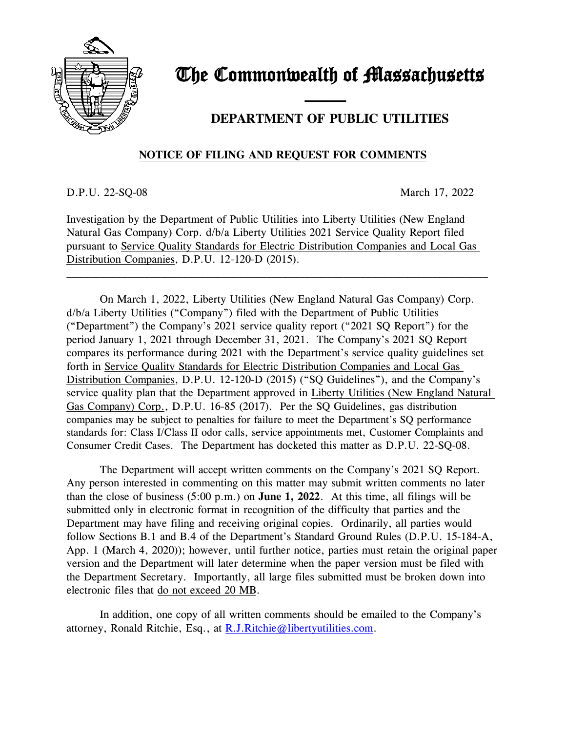# The Commonwealth of Massachusetts

## DEPARTMENT OF PUBLIC UTILITIES

### NOTICE OF FILING AND REQUEST FOR COMMENTS

D.P.U. 22-SQ-08 March 17, 2022

Investigation by the Department of Public Utilities into Liberty Utilities (New England Natural Gas Company) Corp. d/b/a Liberty Utilities 2021 Service Quality Report filed pursuant to Service Quality Standards for Electric Distribution Companies and Local Gas Distribution Companies, D.P.U. 12-120-D (2015).

---

On March 1, 2022, Liberty Utilities (New England Natural Gas Company) Corp. d/b/a Liberty Utilities ("Company") filed with the Department of Public Utilities ("Department") the Company's 2021 service quality report ("2021 SQ Report") for the period January 1, 2021 through December 31, 2021. The Company's 2021 SQ Report compares its performance during 2021 with the Department's service quality guidelines set forth in Service Quality Standards for Electric Distribution Companies and Local Gas Distribution Companies, D.P.U. 12-120-D (2015) ("SQ Guidelines"), and the Company's service quality plan that the Department approved in Liberty Utilities (New England Natural Gas Company) Corp., D.P.U. 16-85 (2017). Per the SQ Guidelines, gas distribution companies may be subject to penalties for failure to meet the Department's SQ performance standards for: Class I/Class II odor calls, service appointments met, Customer Complaints and Consumer Credit Cases. The Department has docketed this matter as D.P.U. 22-SQ-08.

The Department will accept written comments on the Company's 2021 SQ Report. Any person interested in commenting on this matter may submit written comments no later than the close of business (5:00 p.m.) on **June 1, 2022**. At this time, all filings will be submitted only in electronic format in recognition of the difficulty that parties and the Department may have filing and receiving original copies. Ordinarily, all parties would follow Sections B.1 and B.4 of the Department's Standard Ground Rules (D.P.U. 15-184-A, App. 1 (March 4, 2020)); however, until further notice, parties must retain the original paper version and the Department will later determine when the paper version must be filed with the Department Secretary. Importantly, all large files submitted must be broken down into electronic files that do not exceed 20 MB.

In addition, one copy of all written comments should be emailed to the Company's attorney, Ronald Ritchie, Esq., at R.J.Ritchie@libertyutilities.com.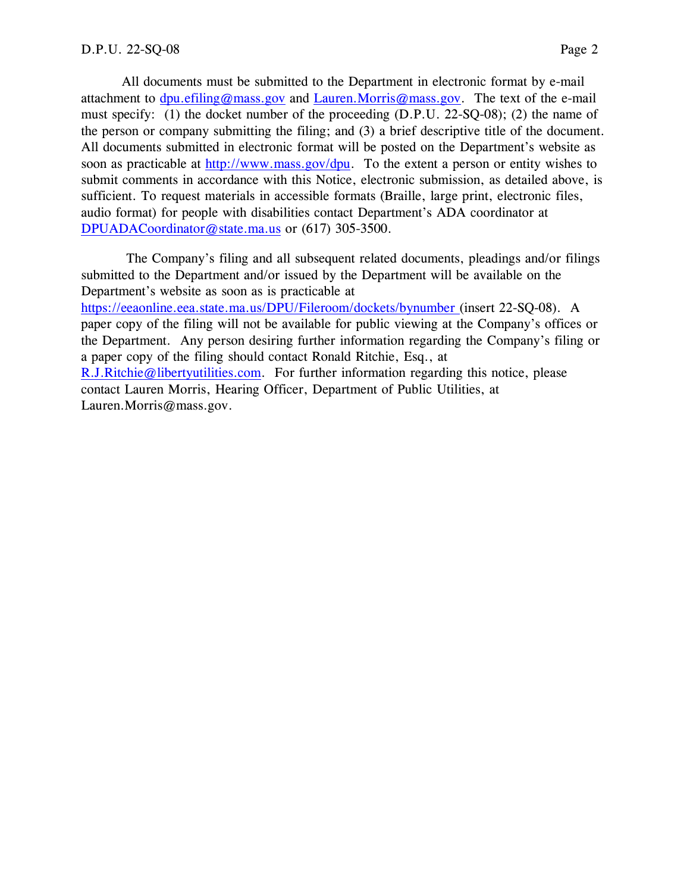All documents must be submitted to the Department in electronic format by e-mail attachment to dpu.efiling@mass.gov and Lauren.Morris@mass.gov. The text of the e-mail must specify: (1) the docket number of the proceeding (D.P.U. 22-SQ-08); (2) the name of the person or company submitting the filing; and (3) a brief descriptive title of the document. All documents submitted in electronic format will be posted on the Department's website as soon as practicable at http://www.mass.gov/dpu. To the extent a person or entity wishes to submit comments in accordance with this Notice, electronic submission, as detailed above, is sufficient. To request materials in accessible formats (Braille, large print, electronic files, audio format) for people with disabilities contact Department's ADA coordinator at DPUADACoordinator@state.ma.us or (617) 305-3500.

The Company's filing and all subsequent related documents, pleadings and/or filings submitted to the Department and/or issued by the Department will be available on the Department's website as soon as is practicable at https://eeaonline.eea.state.ma.us/DPU/Fileroom/dockets/bynumber (insert 22-SQ-08). A paper copy of the filing will not be available for public viewing at the Company's offices or the Department. Any person desiring further information regarding the Company's filing or a paper copy of the filing should contact Ronald Ritchie, Esq., at R.J.Ritchie@libertyutilities.com. For further information regarding this notice, please contact Lauren Morris, Hearing Officer, Department of Public Utilities, at Lauren.Morris@mass.gov.